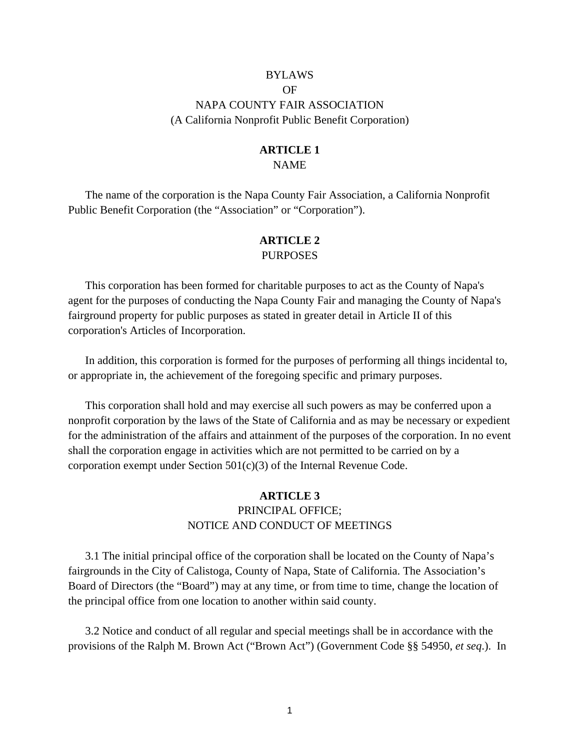# BYLAWS
# OF
# NAPA COUNTY FAIR ASSOCIATION
(A California Nonprofit Public Benefit Corporation)

## ARTICLE 1
## NAME

The name of the corporation is the Napa County Fair Association, a California Nonprofit Public Benefit Corporation (the "Association" or "Corporation").

## ARTICLE 2
## PURPOSES

This corporation has been formed for charitable purposes to act as the County of Napa's agent for the purposes of conducting the Napa County Fair and managing the County of Napa's fairground property for public purposes as stated in greater detail in Article II of this corporation's Articles of Incorporation.

In addition, this corporation is formed for the purposes of performing all things incidental to, or appropriate in, the achievement of the foregoing specific and primary purposes.

This corporation shall hold and may exercise all such powers as may be conferred upon a nonprofit corporation by the laws of the State of California and as may be necessary or expedient for the administration of the affairs and attainment of the purposes of the corporation. In no event shall the corporation engage in activities which are not permitted to be carried on by a corporation exempt under Section 501(c)(3) of the Internal Revenue Code.

## ARTICLE 3
## PRINCIPAL OFFICE; NOTICE AND CONDUCT OF MEETINGS

3.1 The initial principal office of the corporation shall be located on the County of Napa's fairgrounds in the City of Calistoga, County of Napa, State of California. The Association's Board of Directors (the "Board") may at any time, or from time to time, change the location of the principal office from one location to another within said county.

3.2 Notice and conduct of all regular and special meetings shall be in accordance with the provisions of the Ralph M. Brown Act ("Brown Act") (Government Code §§ 54950, *et seq.*). In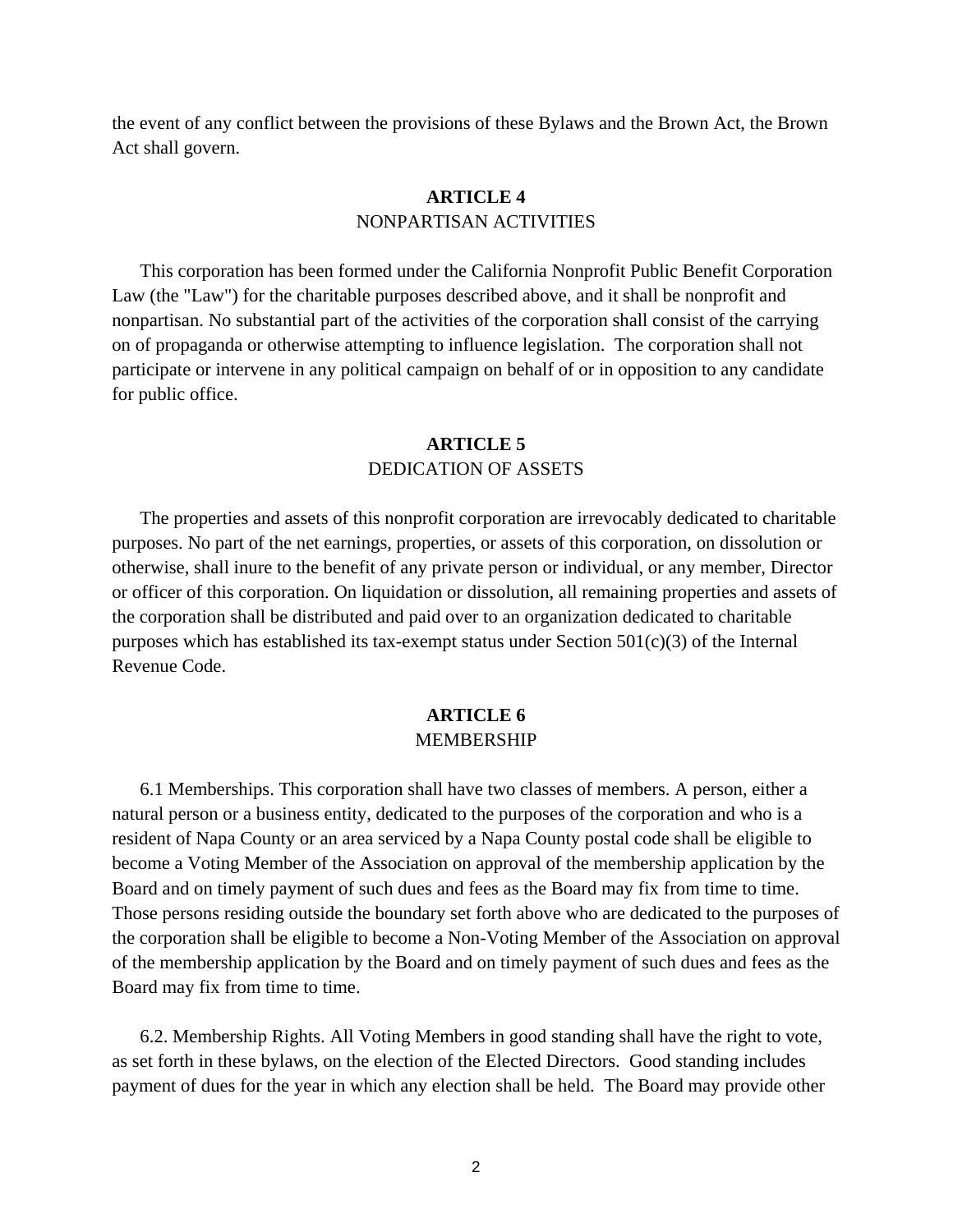the event of any conflict between the provisions of these Bylaws and the Brown Act, the Brown Act shall govern.

## ARTICLE 4
NONPARTISAN ACTIVITIES

This corporation has been formed under the California Nonprofit Public Benefit Corporation Law (the "Law") for the charitable purposes described above, and it shall be nonprofit and nonpartisan. No substantial part of the activities of the corporation shall consist of the carrying on of propaganda or otherwise attempting to influence legislation. The corporation shall not participate or intervene in any political campaign on behalf of or in opposition to any candidate for public office.

## ARTICLE 5
DEDICATION OF ASSETS

The properties and assets of this nonprofit corporation are irrevocably dedicated to charitable purposes. No part of the net earnings, properties, or assets of this corporation, on dissolution or otherwise, shall inure to the benefit of any private person or individual, or any member, Director or officer of this corporation. On liquidation or dissolution, all remaining properties and assets of the corporation shall be distributed and paid over to an organization dedicated to charitable purposes which has established its tax-exempt status under Section 501(c)(3) of the Internal Revenue Code.

## ARTICLE 6
MEMBERSHIP

6.1 Memberships. This corporation shall have two classes of members. A person, either a natural person or a business entity, dedicated to the purposes of the corporation and who is a resident of Napa County or an area serviced by a Napa County postal code shall be eligible to become a Voting Member of the Association on approval of the membership application by the Board and on timely payment of such dues and fees as the Board may fix from time to time. Those persons residing outside the boundary set forth above who are dedicated to the purposes of the corporation shall be eligible to become a Non-Voting Member of the Association on approval of the membership application by the Board and on timely payment of such dues and fees as the Board may fix from time to time.

6.2. Membership Rights. All Voting Members in good standing shall have the right to vote, as set forth in these bylaws, on the election of the Elected Directors. Good standing includes payment of dues for the year in which any election shall be held. The Board may provide other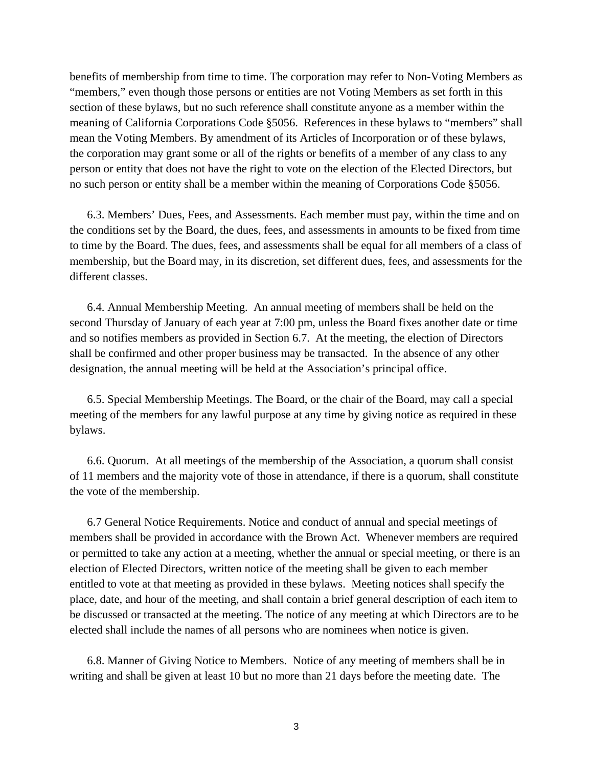benefits of membership from time to time. The corporation may refer to Non-Voting Members as "members," even though those persons or entities are not Voting Members as set forth in this section of these bylaws, but no such reference shall constitute anyone as a member within the meaning of California Corporations Code §5056. References in these bylaws to "members" shall mean the Voting Members. By amendment of its Articles of Incorporation or of these bylaws, the corporation may grant some or all of the rights or benefits of a member of any class to any person or entity that does not have the right to vote on the election of the Elected Directors, but no such person or entity shall be a member within the meaning of Corporations Code §5056.

6.3. Members' Dues, Fees, and Assessments. Each member must pay, within the time and on the conditions set by the Board, the dues, fees, and assessments in amounts to be fixed from time to time by the Board. The dues, fees, and assessments shall be equal for all members of a class of membership, but the Board may, in its discretion, set different dues, fees, and assessments for the different classes.

6.4. Annual Membership Meeting. An annual meeting of members shall be held on the second Thursday of January of each year at 7:00 pm, unless the Board fixes another date or time and so notifies members as provided in Section 6.7. At the meeting, the election of Directors shall be confirmed and other proper business may be transacted. In the absence of any other designation, the annual meeting will be held at the Association's principal office.

6.5. Special Membership Meetings. The Board, or the chair of the Board, may call a special meeting of the members for any lawful purpose at any time by giving notice as required in these bylaws.

6.6. Quorum. At all meetings of the membership of the Association, a quorum shall consist of 11 members and the majority vote of those in attendance, if there is a quorum, shall constitute the vote of the membership.

6.7 General Notice Requirements. Notice and conduct of annual and special meetings of members shall be provided in accordance with the Brown Act. Whenever members are required or permitted to take any action at a meeting, whether the annual or special meeting, or there is an election of Elected Directors, written notice of the meeting shall be given to each member entitled to vote at that meeting as provided in these bylaws. Meeting notices shall specify the place, date, and hour of the meeting, and shall contain a brief general description of each item to be discussed or transacted at the meeting. The notice of any meeting at which Directors are to be elected shall include the names of all persons who are nominees when notice is given.

6.8. Manner of Giving Notice to Members. Notice of any meeting of members shall be in writing and shall be given at least 10 but no more than 21 days before the meeting date. The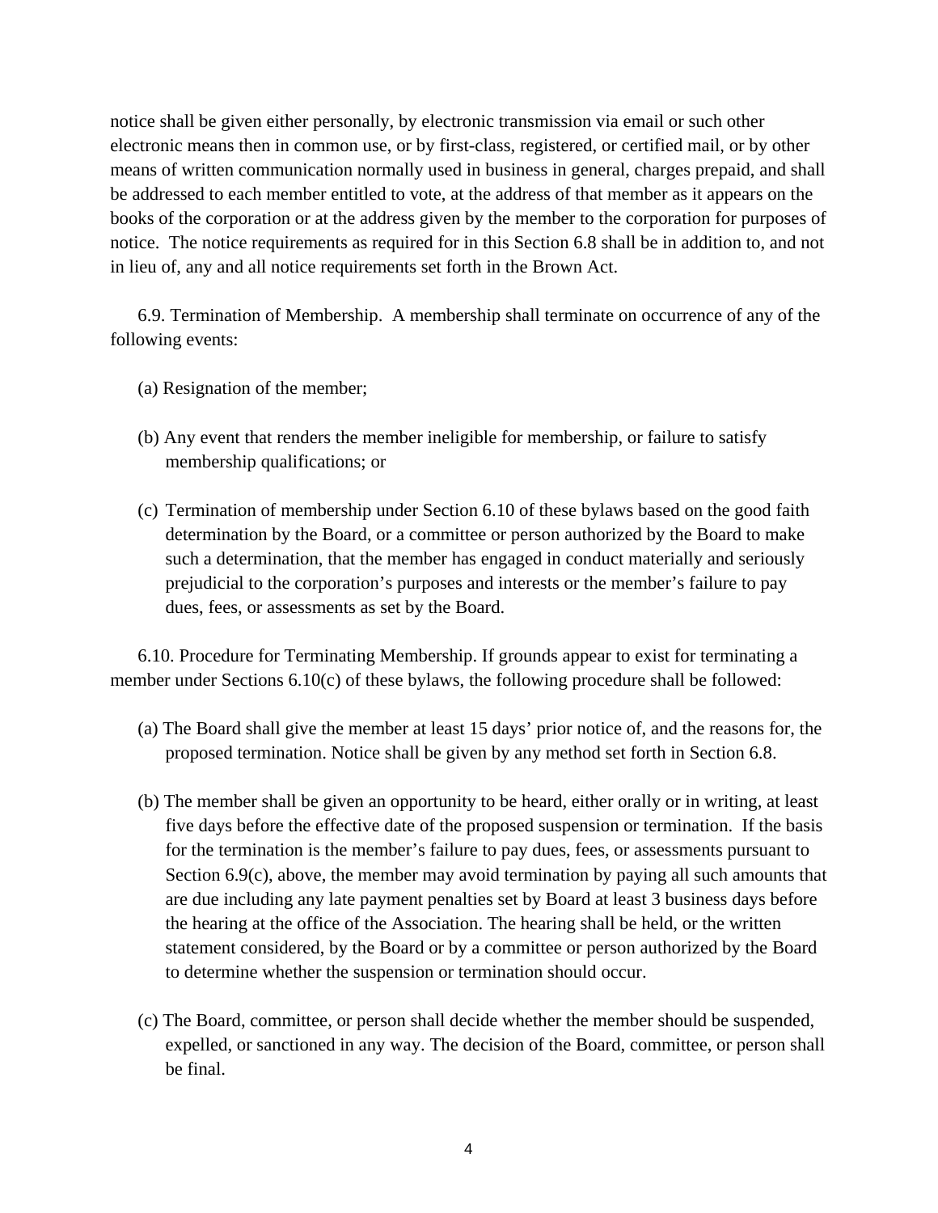notice shall be given either personally, by electronic transmission via email or such other electronic means then in common use, or by first-class, registered, or certified mail, or by other means of written communication normally used in business in general, charges prepaid, and shall be addressed to each member entitled to vote, at the address of that member as it appears on the books of the corporation or at the address given by the member to the corporation for purposes of notice. The notice requirements as required for in this Section 6.8 shall be in addition to, and not in lieu of, any and all notice requirements set forth in the Brown Act.

6.9. Termination of Membership. A membership shall terminate on occurrence of any of the following events:

(a) Resignation of the member;

(b) Any event that renders the member ineligible for membership, or failure to satisfy membership qualifications; or

(c) Termination of membership under Section 6.10 of these bylaws based on the good faith determination by the Board, or a committee or person authorized by the Board to make such a determination, that the member has engaged in conduct materially and seriously prejudicial to the corporation's purposes and interests or the member's failure to pay dues, fees, or assessments as set by the Board.

6.10. Procedure for Terminating Membership. If grounds appear to exist for terminating a member under Sections 6.10(c) of these bylaws, the following procedure shall be followed:

(a) The Board shall give the member at least 15 days' prior notice of, and the reasons for, the proposed termination. Notice shall be given by any method set forth in Section 6.8.

(b) The member shall be given an opportunity to be heard, either orally or in writing, at least five days before the effective date of the proposed suspension or termination. If the basis for the termination is the member's failure to pay dues, fees, or assessments pursuant to Section 6.9(c), above, the member may avoid termination by paying all such amounts that are due including any late payment penalties set by Board at least 3 business days before the hearing at the office of the Association. The hearing shall be held, or the written statement considered, by the Board or by a committee or person authorized by the Board to determine whether the suspension or termination should occur.

(c) The Board, committee, or person shall decide whether the member should be suspended, expelled, or sanctioned in any way. The decision of the Board, committee, or person shall be final.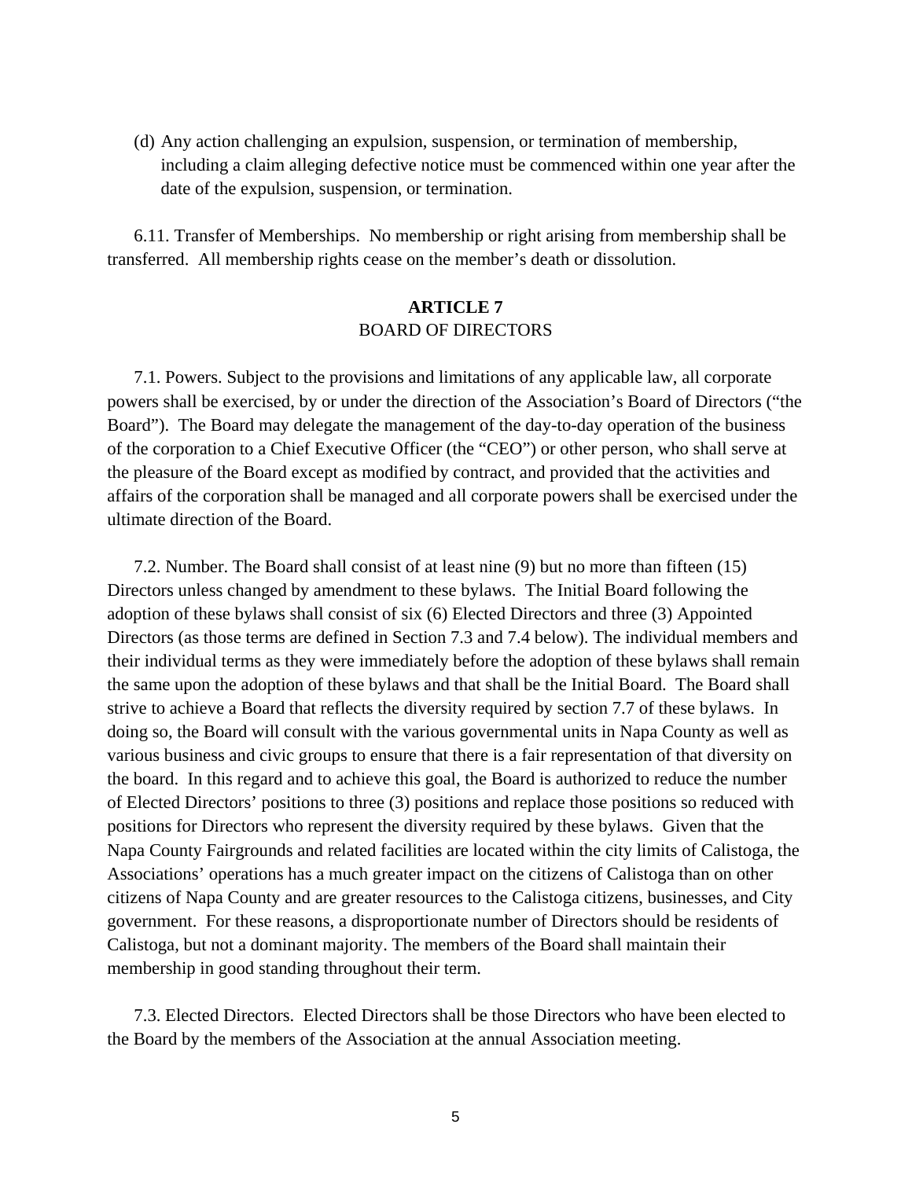(d) Any action challenging an expulsion, suspension, or termination of membership, including a claim alleging defective notice must be commenced within one year after the date of the expulsion, suspension, or termination.

6.11. Transfer of Memberships. No membership or right arising from membership shall be transferred. All membership rights cease on the member's death or dissolution.

## ARTICLE 7
BOARD OF DIRECTORS

7.1. Powers. Subject to the provisions and limitations of any applicable law, all corporate powers shall be exercised, by or under the direction of the Association's Board of Directors ("the Board"). The Board may delegate the management of the day-to-day operation of the business of the corporation to a Chief Executive Officer (the "CEO") or other person, who shall serve at the pleasure of the Board except as modified by contract, and provided that the activities and affairs of the corporation shall be managed and all corporate powers shall be exercised under the ultimate direction of the Board.

7.2. Number. The Board shall consist of at least nine (9) but no more than fifteen (15) Directors unless changed by amendment to these bylaws. The Initial Board following the adoption of these bylaws shall consist of six (6) Elected Directors and three (3) Appointed Directors (as those terms are defined in Section 7.3 and 7.4 below). The individual members and their individual terms as they were immediately before the adoption of these bylaws shall remain the same upon the adoption of these bylaws and that shall be the Initial Board. The Board shall strive to achieve a Board that reflects the diversity required by section 7.7 of these bylaws. In doing so, the Board will consult with the various governmental units in Napa County as well as various business and civic groups to ensure that there is a fair representation of that diversity on the board. In this regard and to achieve this goal, the Board is authorized to reduce the number of Elected Directors' positions to three (3) positions and replace those positions so reduced with positions for Directors who represent the diversity required by these bylaws. Given that the Napa County Fairgrounds and related facilities are located within the city limits of Calistoga, the Associations' operations has a much greater impact on the citizens of Calistoga than on other citizens of Napa County and are greater resources to the Calistoga citizens, businesses, and City government. For these reasons, a disproportionate number of Directors should be residents of Calistoga, but not a dominant majority. The members of the Board shall maintain their membership in good standing throughout their term.

7.3. Elected Directors. Elected Directors shall be those Directors who have been elected to the Board by the members of the Association at the annual Association meeting.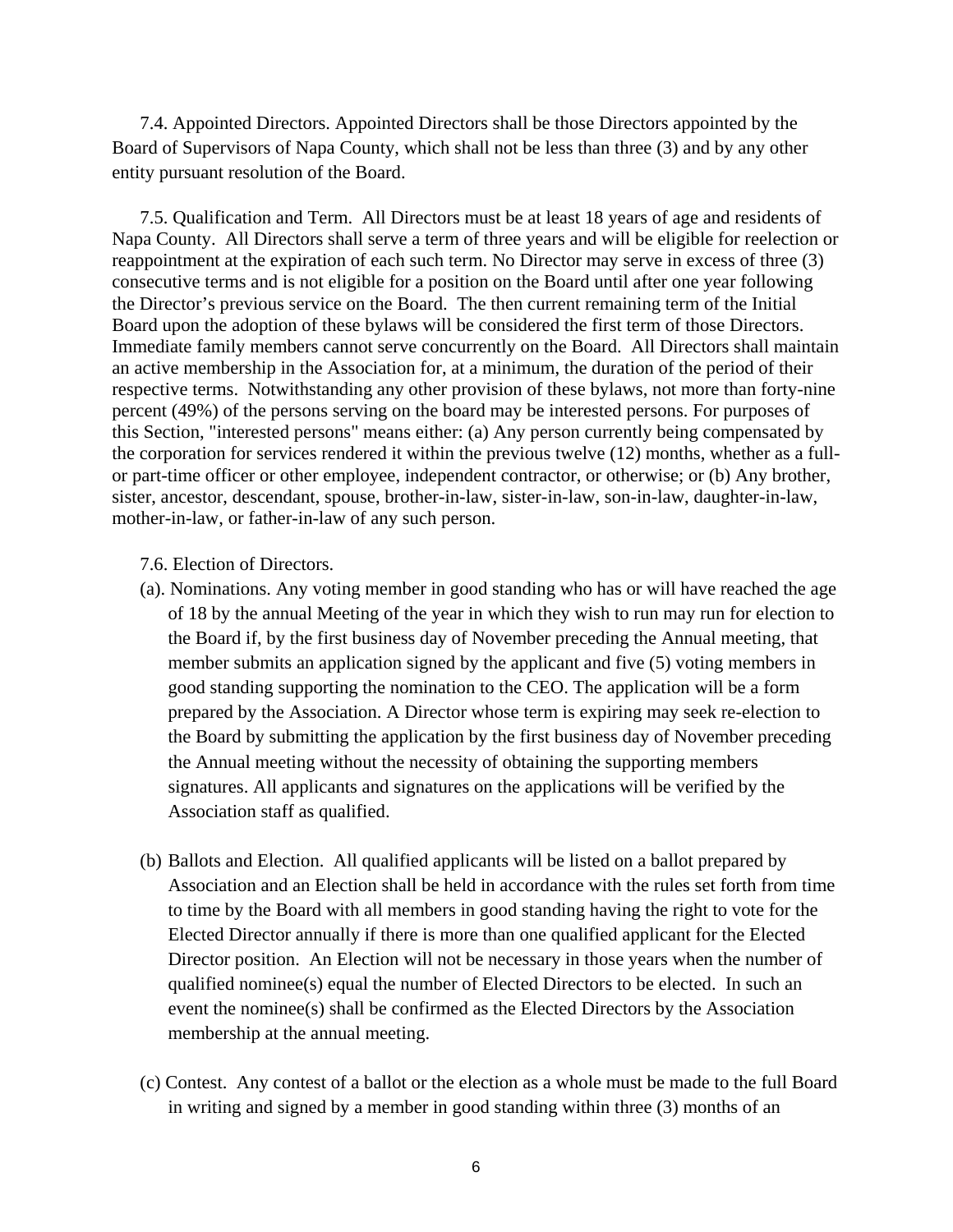7.4. Appointed Directors. Appointed Directors shall be those Directors appointed by the Board of Supervisors of Napa County, which shall not be less than three (3) and by any other entity pursuant resolution of the Board.

7.5. Qualification and Term. All Directors must be at least 18 years of age and residents of Napa County. All Directors shall serve a term of three years and will be eligible for reelection or reappointment at the expiration of each such term. No Director may serve in excess of three (3) consecutive terms and is not eligible for a position on the Board until after one year following the Director's previous service on the Board. The then current remaining term of the Initial Board upon the adoption of these bylaws will be considered the first term of those Directors. Immediate family members cannot serve concurrently on the Board. All Directors shall maintain an active membership in the Association for, at a minimum, the duration of the period of their respective terms. Notwithstanding any other provision of these bylaws, not more than forty-nine percent (49%) of the persons serving on the board may be interested persons. For purposes of this Section, "interested persons" means either: (a) Any person currently being compensated by the corporation for services rendered it within the previous twelve (12) months, whether as a full- or part-time officer or other employee, independent contractor, or otherwise; or (b) Any brother, sister, ancestor, descendant, spouse, brother-in-law, sister-in-law, son-in-law, daughter-in-law, mother-in-law, or father-in-law of any such person.

7.6. Election of Directors.

(a). Nominations. Any voting member in good standing who has or will have reached the age of 18 by the annual Meeting of the year in which they wish to run may run for election to the Board if, by the first business day of November preceding the Annual meeting, that member submits an application signed by the applicant and five (5) voting members in good standing supporting the nomination to the CEO. The application will be a form prepared by the Association. A Director whose term is expiring may seek re-election to the Board by submitting the application by the first business day of November preceding the Annual meeting without the necessity of obtaining the supporting members signatures. All applicants and signatures on the applications will be verified by the Association staff as qualified.

(b) Ballots and Election. All qualified applicants will be listed on a ballot prepared by Association and an Election shall be held in accordance with the rules set forth from time to time by the Board with all members in good standing having the right to vote for the Elected Director annually if there is more than one qualified applicant for the Elected Director position. An Election will not be necessary in those years when the number of qualified nominee(s) equal the number of Elected Directors to be elected. In such an event the nominee(s) shall be confirmed as the Elected Directors by the Association membership at the annual meeting.

(c) Contest. Any contest of a ballot or the election as a whole must be made to the full Board in writing and signed by a member in good standing within three (3) months of an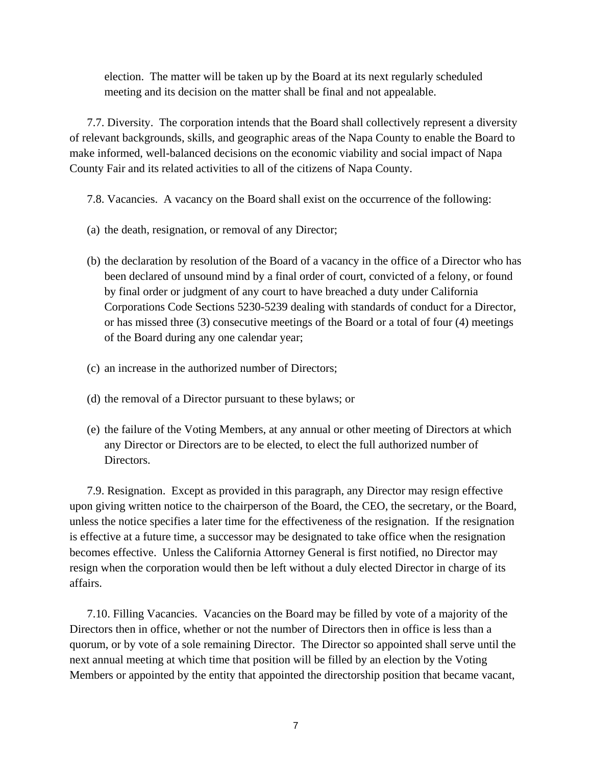election. The matter will be taken up by the Board at its next regularly scheduled meeting and its decision on the matter shall be final and not appealable.

7.7. Diversity. The corporation intends that the Board shall collectively represent a diversity of relevant backgrounds, skills, and geographic areas of the Napa County to enable the Board to make informed, well-balanced decisions on the economic viability and social impact of Napa County Fair and its related activities to all of the citizens of Napa County.

7.8. Vacancies. A vacancy on the Board shall exist on the occurrence of the following:

(a) the death, resignation, or removal of any Director;

(b) the declaration by resolution of the Board of a vacancy in the office of a Director who has been declared of unsound mind by a final order of court, convicted of a felony, or found by final order or judgment of any court to have breached a duty under California Corporations Code Sections 5230-5239 dealing with standards of conduct for a Director, or has missed three (3) consecutive meetings of the Board or a total of four (4) meetings of the Board during any one calendar year;

(c) an increase in the authorized number of Directors;

(d) the removal of a Director pursuant to these bylaws; or

(e) the failure of the Voting Members, at any annual or other meeting of Directors at which any Director or Directors are to be elected, to elect the full authorized number of Directors.

7.9. Resignation. Except as provided in this paragraph, any Director may resign effective upon giving written notice to the chairperson of the Board, the CEO, the secretary, or the Board, unless the notice specifies a later time for the effectiveness of the resignation. If the resignation is effective at a future time, a successor may be designated to take office when the resignation becomes effective. Unless the California Attorney General is first notified, no Director may resign when the corporation would then be left without a duly elected Director in charge of its affairs.

7.10. Filling Vacancies. Vacancies on the Board may be filled by vote of a majority of the Directors then in office, whether or not the number of Directors then in office is less than a quorum, or by vote of a sole remaining Director. The Director so appointed shall serve until the next annual meeting at which time that position will be filled by an election by the Voting Members or appointed by the entity that appointed the directorship position that became vacant,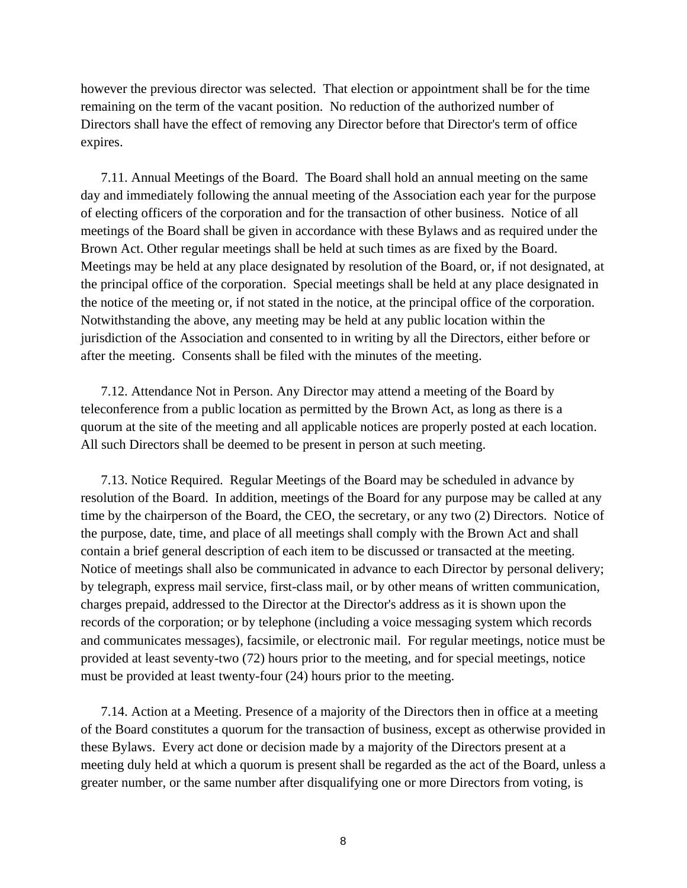however the previous director was selected. That election or appointment shall be for the time remaining on the term of the vacant position. No reduction of the authorized number of Directors shall have the effect of removing any Director before that Director's term of office expires.

7.11. Annual Meetings of the Board. The Board shall hold an annual meeting on the same day and immediately following the annual meeting of the Association each year for the purpose of electing officers of the corporation and for the transaction of other business. Notice of all meetings of the Board shall be given in accordance with these Bylaws and as required under the Brown Act. Other regular meetings shall be held at such times as are fixed by the Board. Meetings may be held at any place designated by resolution of the Board, or, if not designated, at the principal office of the corporation. Special meetings shall be held at any place designated in the notice of the meeting or, if not stated in the notice, at the principal office of the corporation. Notwithstanding the above, any meeting may be held at any public location within the jurisdiction of the Association and consented to in writing by all the Directors, either before or after the meeting. Consents shall be filed with the minutes of the meeting.

7.12. Attendance Not in Person. Any Director may attend a meeting of the Board by teleconference from a public location as permitted by the Brown Act, as long as there is a quorum at the site of the meeting and all applicable notices are properly posted at each location. All such Directors shall be deemed to be present in person at such meeting.

7.13. Notice Required. Regular Meetings of the Board may be scheduled in advance by resolution of the Board. In addition, meetings of the Board for any purpose may be called at any time by the chairperson of the Board, the CEO, the secretary, or any two (2) Directors. Notice of the purpose, date, time, and place of all meetings shall comply with the Brown Act and shall contain a brief general description of each item to be discussed or transacted at the meeting. Notice of meetings shall also be communicated in advance to each Director by personal delivery; by telegraph, express mail service, first-class mail, or by other means of written communication, charges prepaid, addressed to the Director at the Director's address as it is shown upon the records of the corporation; or by telephone (including a voice messaging system which records and communicates messages), facsimile, or electronic mail. For regular meetings, notice must be provided at least seventy-two (72) hours prior to the meeting, and for special meetings, notice must be provided at least twenty-four (24) hours prior to the meeting.

7.14. Action at a Meeting. Presence of a majority of the Directors then in office at a meeting of the Board constitutes a quorum for the transaction of business, except as otherwise provided in these Bylaws. Every act done or decision made by a majority of the Directors present at a meeting duly held at which a quorum is present shall be regarded as the act of the Board, unless a greater number, or the same number after disqualifying one or more Directors from voting, is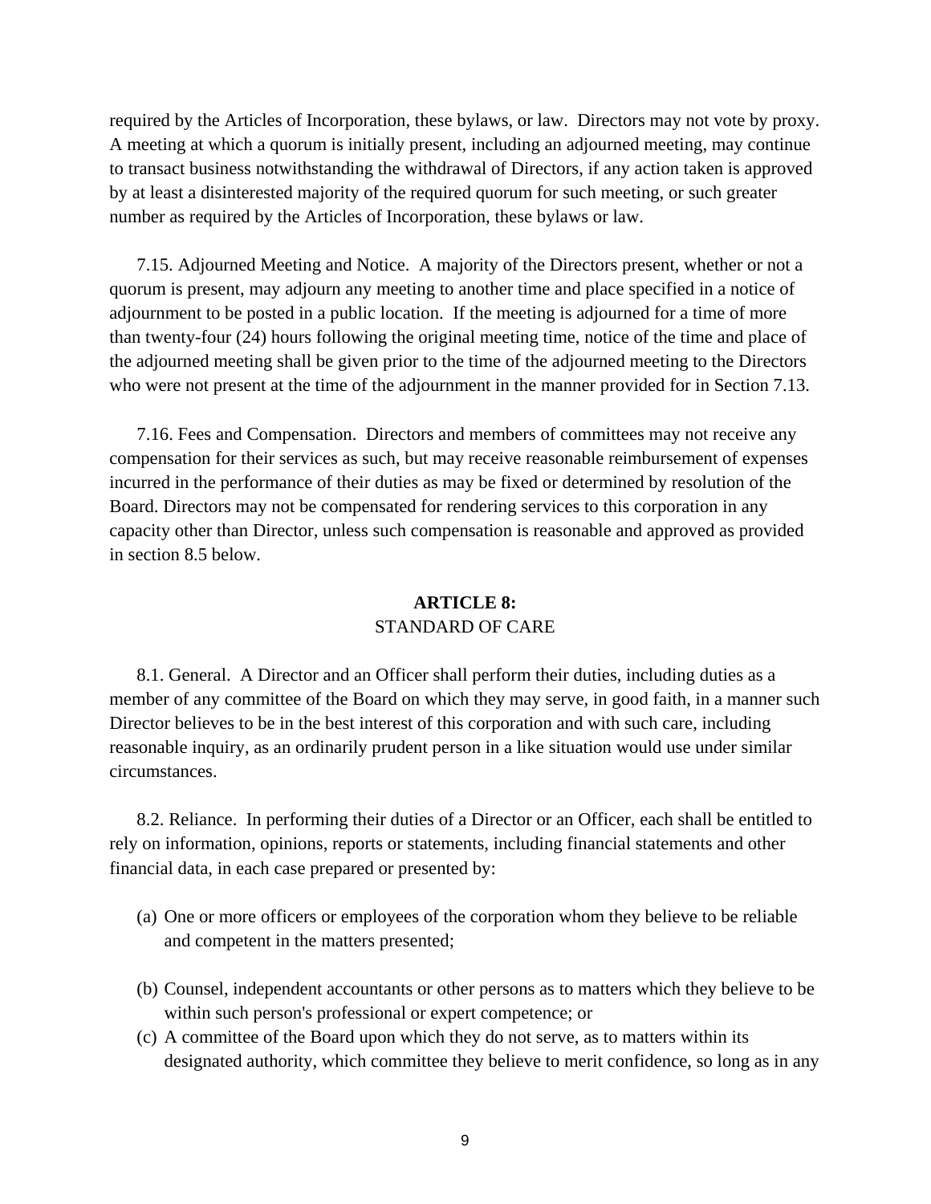required by the Articles of Incorporation, these bylaws, or law. Directors may not vote by proxy. A meeting at which a quorum is initially present, including an adjourned meeting, may continue to transact business notwithstanding the withdrawal of Directors, if any action taken is approved by at least a disinterested majority of the required quorum for such meeting, or such greater number as required by the Articles of Incorporation, these bylaws or law.

7.15. Adjourned Meeting and Notice. A majority of the Directors present, whether or not a quorum is present, may adjourn any meeting to another time and place specified in a notice of adjournment to be posted in a public location. If the meeting is adjourned for a time of more than twenty-four (24) hours following the original meeting time, notice of the time and place of the adjourned meeting shall be given prior to the time of the adjourned meeting to the Directors who were not present at the time of the adjournment in the manner provided for in Section 7.13.

7.16. Fees and Compensation. Directors and members of committees may not receive any compensation for their services as such, but may receive reasonable reimbursement of expenses incurred in the performance of their duties as may be fixed or determined by resolution of the Board. Directors may not be compensated for rendering services to this corporation in any capacity other than Director, unless such compensation is reasonable and approved as provided in section 8.5 below.

## ARTICLE 8:
## STANDARD OF CARE

8.1. General. A Director and an Officer shall perform their duties, including duties as a member of any committee of the Board on which they may serve, in good faith, in a manner such Director believes to be in the best interest of this corporation and with such care, including reasonable inquiry, as an ordinarily prudent person in a like situation would use under similar circumstances.

8.2. Reliance. In performing their duties of a Director or an Officer, each shall be entitled to rely on information, opinions, reports or statements, including financial statements and other financial data, in each case prepared or presented by:

(a) One or more officers or employees of the corporation whom they believe to be reliable and competent in the matters presented;

(b) Counsel, independent accountants or other persons as to matters which they believe to be within such person's professional or expert competence; or

(c) A committee of the Board upon which they do not serve, as to matters within its designated authority, which committee they believe to merit confidence, so long as in any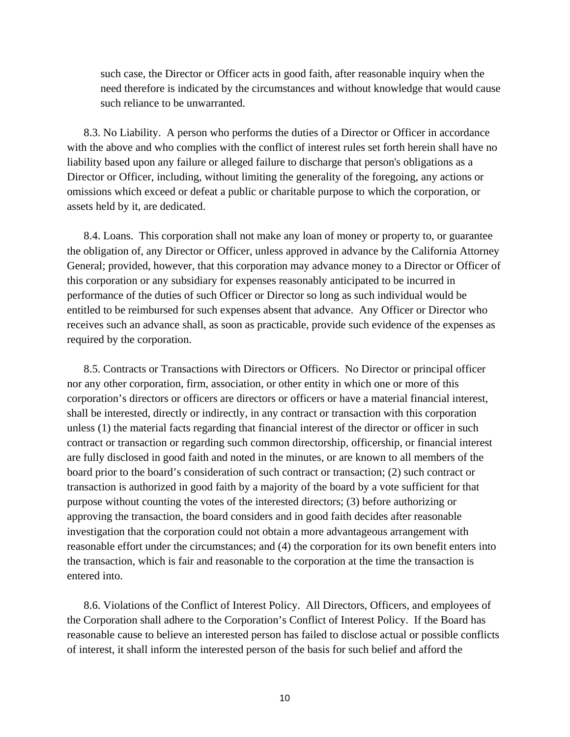such case, the Director or Officer acts in good faith, after reasonable inquiry when the need therefore is indicated by the circumstances and without knowledge that would cause such reliance to be unwarranted.

8.3. No Liability. A person who performs the duties of a Director or Officer in accordance with the above and who complies with the conflict of interest rules set forth herein shall have no liability based upon any failure or alleged failure to discharge that person's obligations as a Director or Officer, including, without limiting the generality of the foregoing, any actions or omissions which exceed or defeat a public or charitable purpose to which the corporation, or assets held by it, are dedicated.

8.4. Loans. This corporation shall not make any loan of money or property to, or guarantee the obligation of, any Director or Officer, unless approved in advance by the California Attorney General; provided, however, that this corporation may advance money to a Director or Officer of this corporation or any subsidiary for expenses reasonably anticipated to be incurred in performance of the duties of such Officer or Director so long as such individual would be entitled to be reimbursed for such expenses absent that advance. Any Officer or Director who receives such an advance shall, as soon as practicable, provide such evidence of the expenses as required by the corporation.

8.5. Contracts or Transactions with Directors or Officers. No Director or principal officer nor any other corporation, firm, association, or other entity in which one or more of this corporation's directors or officers are directors or officers or have a material financial interest, shall be interested, directly or indirectly, in any contract or transaction with this corporation unless (1) the material facts regarding that financial interest of the director or officer in such contract or transaction or regarding such common directorship, officership, or financial interest are fully disclosed in good faith and noted in the minutes, or are known to all members of the board prior to the board's consideration of such contract or transaction; (2) such contract or transaction is authorized in good faith by a majority of the board by a vote sufficient for that purpose without counting the votes of the interested directors; (3) before authorizing or approving the transaction, the board considers and in good faith decides after reasonable investigation that the corporation could not obtain a more advantageous arrangement with reasonable effort under the circumstances; and (4) the corporation for its own benefit enters into the transaction, which is fair and reasonable to the corporation at the time the transaction is entered into.

8.6. Violations of the Conflict of Interest Policy. All Directors, Officers, and employees of the Corporation shall adhere to the Corporation's Conflict of Interest Policy. If the Board has reasonable cause to believe an interested person has failed to disclose actual or possible conflicts of interest, it shall inform the interested person of the basis for such belief and afford the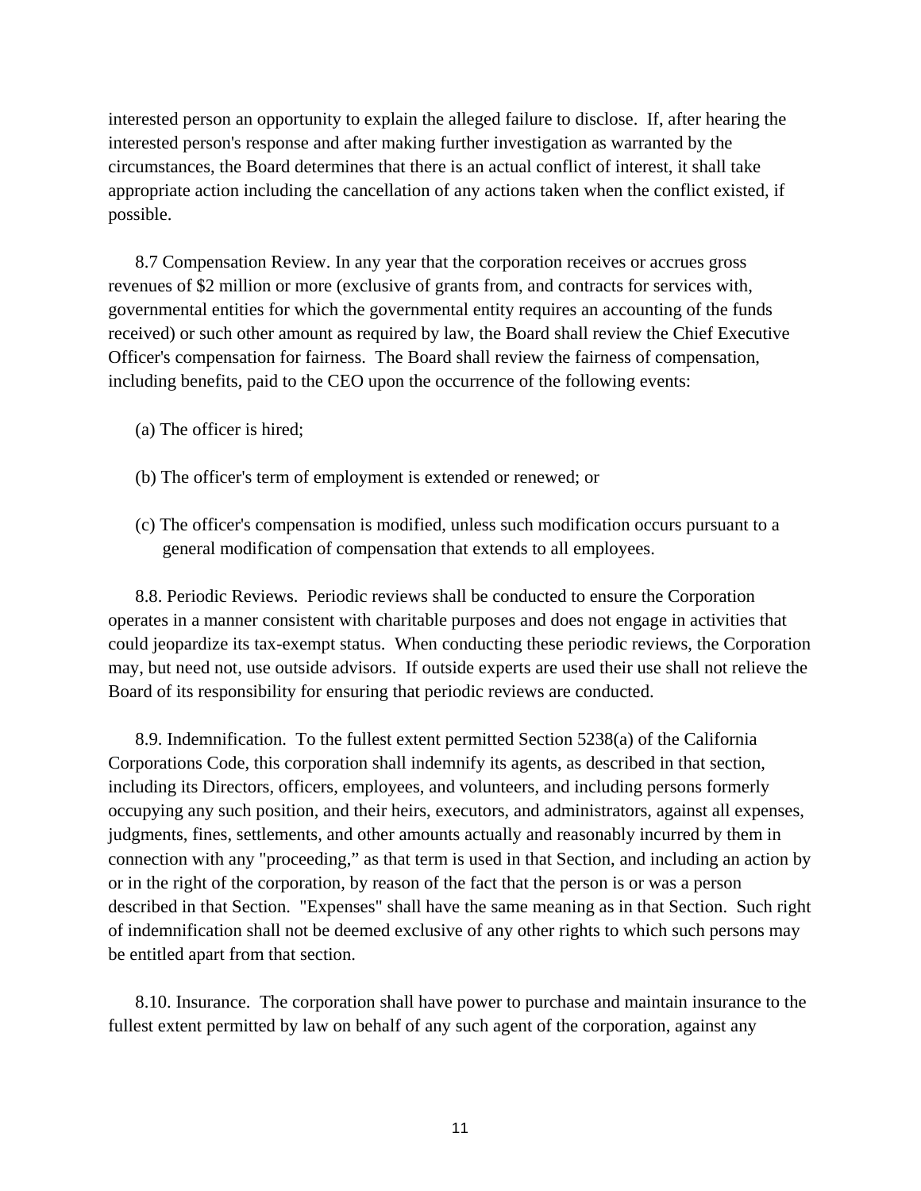interested person an opportunity to explain the alleged failure to disclose. If, after hearing the interested person's response and after making further investigation as warranted by the circumstances, the Board determines that there is an actual conflict of interest, it shall take appropriate action including the cancellation of any actions taken when the conflict existed, if possible.

8.7 Compensation Review. In any year that the corporation receives or accrues gross revenues of $2 million or more (exclusive of grants from, and contracts for services with, governmental entities for which the governmental entity requires an accounting of the funds received) or such other amount as required by law, the Board shall review the Chief Executive Officer's compensation for fairness. The Board shall review the fairness of compensation, including benefits, paid to the CEO upon the occurrence of the following events:

(a) The officer is hired;

(b) The officer's term of employment is extended or renewed; or

(c) The officer's compensation is modified, unless such modification occurs pursuant to a general modification of compensation that extends to all employees.

8.8. Periodic Reviews. Periodic reviews shall be conducted to ensure the Corporation operates in a manner consistent with charitable purposes and does not engage in activities that could jeopardize its tax-exempt status. When conducting these periodic reviews, the Corporation may, but need not, use outside advisors. If outside experts are used their use shall not relieve the Board of its responsibility for ensuring that periodic reviews are conducted.

8.9. Indemnification. To the fullest extent permitted Section 5238(a) of the California Corporations Code, this corporation shall indemnify its agents, as described in that section, including its Directors, officers, employees, and volunteers, and including persons formerly occupying any such position, and their heirs, executors, and administrators, against all expenses, judgments, fines, settlements, and other amounts actually and reasonably incurred by them in connection with any "proceeding," as that term is used in that Section, and including an action by or in the right of the corporation, by reason of the fact that the person is or was a person described in that Section. "Expenses" shall have the same meaning as in that Section. Such right of indemnification shall not be deemed exclusive of any other rights to which such persons may be entitled apart from that section.

8.10. Insurance. The corporation shall have power to purchase and maintain insurance to the fullest extent permitted by law on behalf of any such agent of the corporation, against any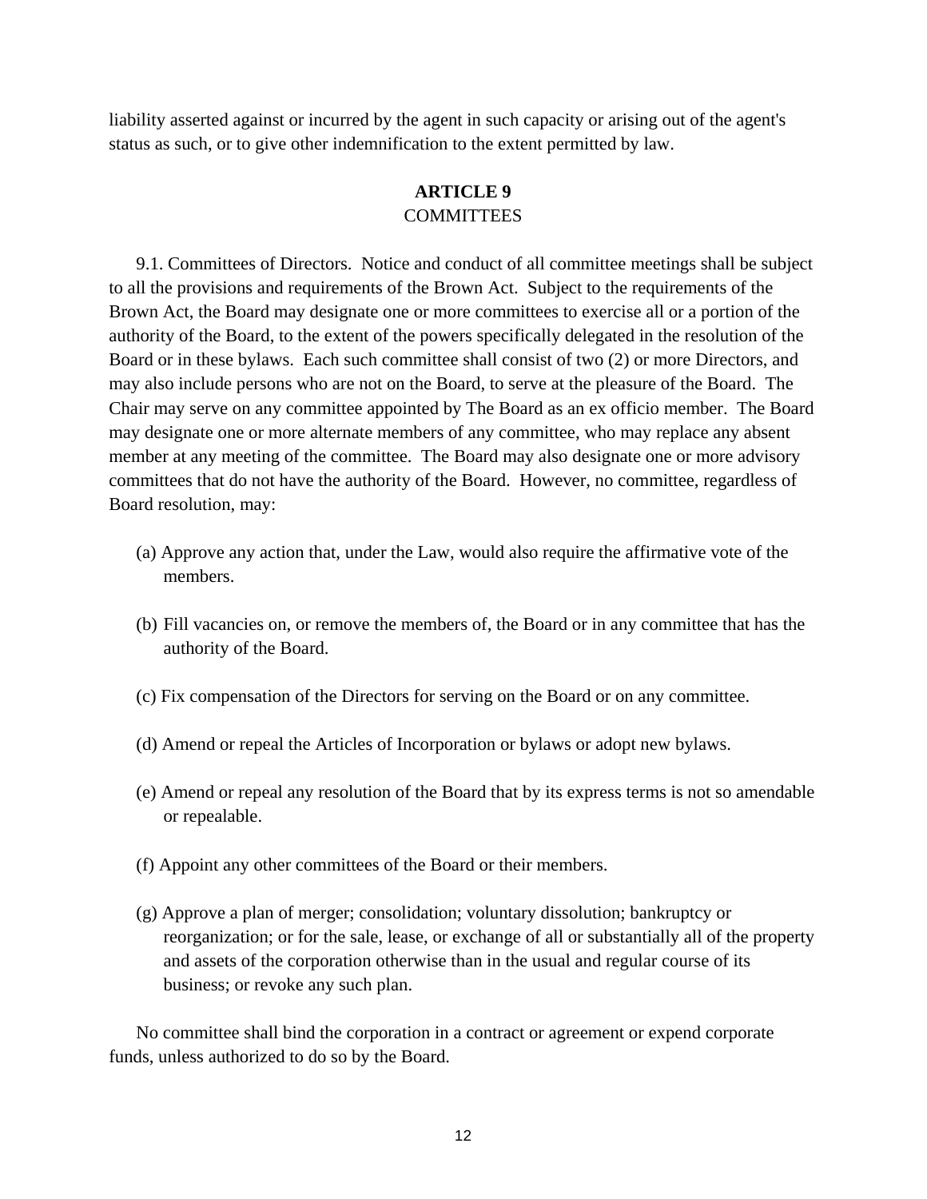liability asserted against or incurred by the agent in such capacity or arising out of the agent's status as such, or to give other indemnification to the extent permitted by law.

## ARTICLE 9
COMMITTEES

9.1. Committees of Directors. Notice and conduct of all committee meetings shall be subject to all the provisions and requirements of the Brown Act. Subject to the requirements of the Brown Act, the Board may designate one or more committees to exercise all or a portion of the authority of the Board, to the extent of the powers specifically delegated in the resolution of the Board or in these bylaws. Each such committee shall consist of two (2) or more Directors, and may also include persons who are not on the Board, to serve at the pleasure of the Board. The Chair may serve on any committee appointed by The Board as an ex officio member. The Board may designate one or more alternate members of any committee, who may replace any absent member at any meeting of the committee. The Board may also designate one or more advisory committees that do not have the authority of the Board. However, no committee, regardless of Board resolution, may:

(a) Approve any action that, under the Law, would also require the affirmative vote of the members.

(b) Fill vacancies on, or remove the members of, the Board or in any committee that has the authority of the Board.

(c) Fix compensation of the Directors for serving on the Board or on any committee.

(d) Amend or repeal the Articles of Incorporation or bylaws or adopt new bylaws.

(e) Amend or repeal any resolution of the Board that by its express terms is not so amendable or repealable.

(f) Appoint any other committees of the Board or their members.

(g) Approve a plan of merger; consolidation; voluntary dissolution; bankruptcy or reorganization; or for the sale, lease, or exchange of all or substantially all of the property and assets of the corporation otherwise than in the usual and regular course of its business; or revoke any such plan.

No committee shall bind the corporation in a contract or agreement or expend corporate funds, unless authorized to do so by the Board.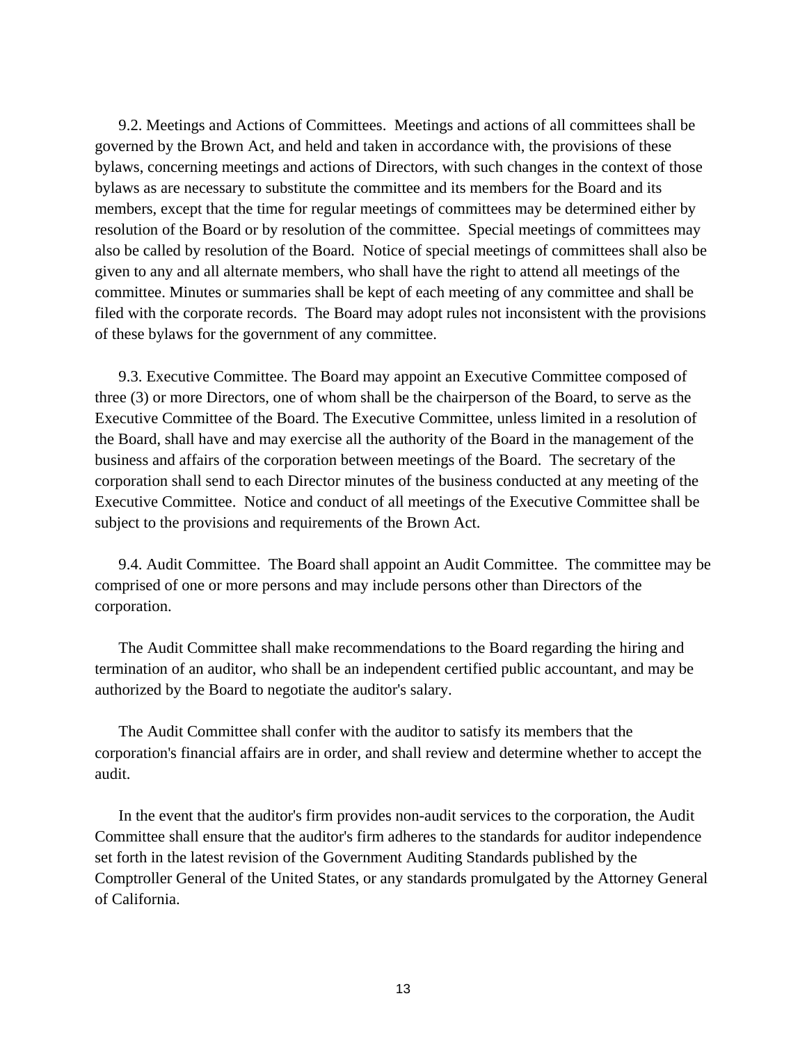9.2. Meetings and Actions of Committees. Meetings and actions of all committees shall be governed by the Brown Act, and held and taken in accordance with, the provisions of these bylaws, concerning meetings and actions of Directors, with such changes in the context of those bylaws as are necessary to substitute the committee and its members for the Board and its members, except that the time for regular meetings of committees may be determined either by resolution of the Board or by resolution of the committee. Special meetings of committees may also be called by resolution of the Board. Notice of special meetings of committees shall also be given to any and all alternate members, who shall have the right to attend all meetings of the committee. Minutes or summaries shall be kept of each meeting of any committee and shall be filed with the corporate records. The Board may adopt rules not inconsistent with the provisions of these bylaws for the government of any committee.

9.3. Executive Committee. The Board may appoint an Executive Committee composed of three (3) or more Directors, one of whom shall be the chairperson of the Board, to serve as the Executive Committee of the Board. The Executive Committee, unless limited in a resolution of the Board, shall have and may exercise all the authority of the Board in the management of the business and affairs of the corporation between meetings of the Board. The secretary of the corporation shall send to each Director minutes of the business conducted at any meeting of the Executive Committee. Notice and conduct of all meetings of the Executive Committee shall be subject to the provisions and requirements of the Brown Act.

9.4. Audit Committee. The Board shall appoint an Audit Committee. The committee may be comprised of one or more persons and may include persons other than Directors of the corporation.

The Audit Committee shall make recommendations to the Board regarding the hiring and termination of an auditor, who shall be an independent certified public accountant, and may be authorized by the Board to negotiate the auditor's salary.

The Audit Committee shall confer with the auditor to satisfy its members that the corporation's financial affairs are in order, and shall review and determine whether to accept the audit.

In the event that the auditor's firm provides non-audit services to the corporation, the Audit Committee shall ensure that the auditor's firm adheres to the standards for auditor independence set forth in the latest revision of the Government Auditing Standards published by the Comptroller General of the United States, or any standards promulgated by the Attorney General of California.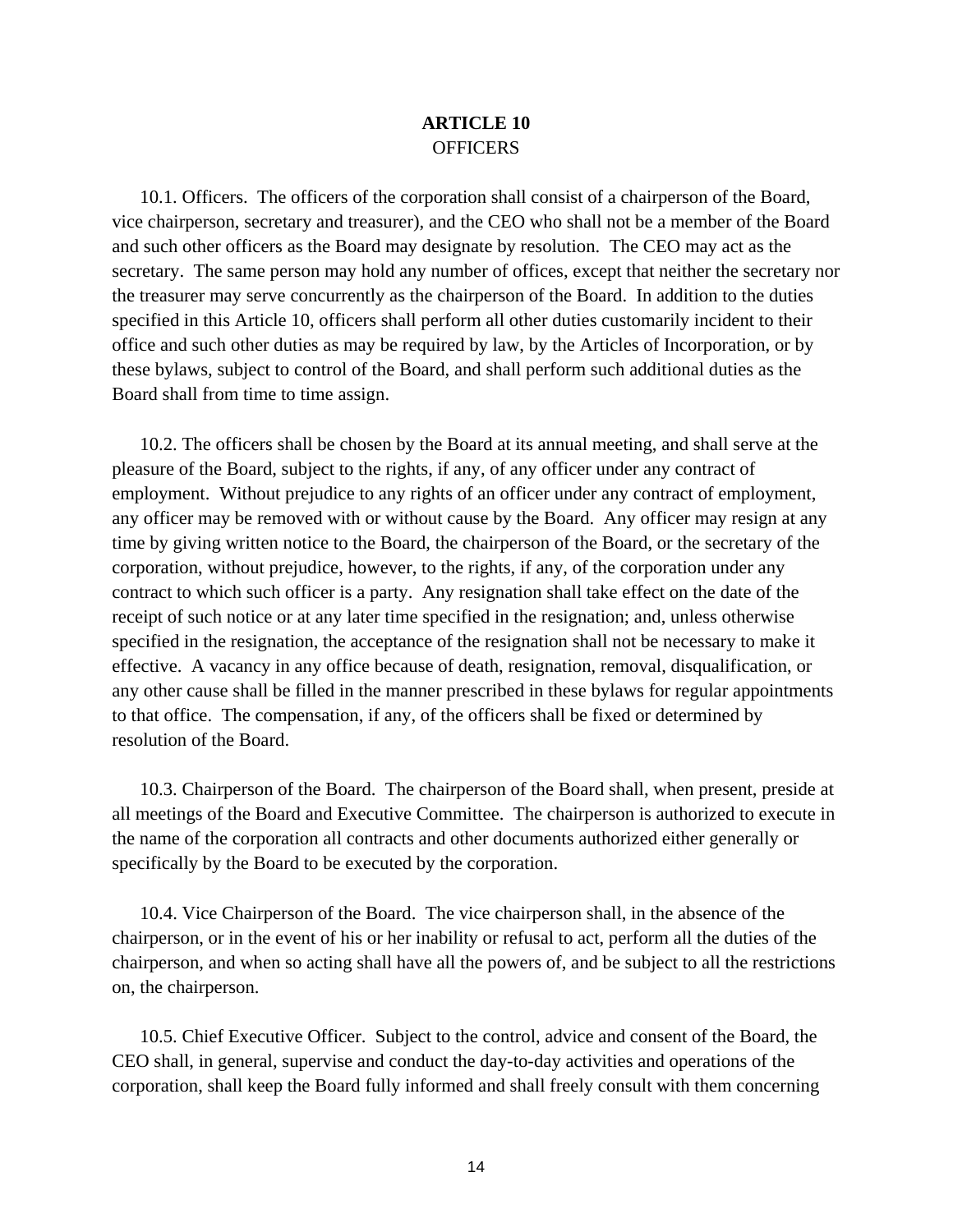## ARTICLE 10
OFFICERS

10.1. Officers. The officers of the corporation shall consist of a chairperson of the Board, vice chairperson, secretary and treasurer), and the CEO who shall not be a member of the Board and such other officers as the Board may designate by resolution. The CEO may act as the secretary. The same person may hold any number of offices, except that neither the secretary nor the treasurer may serve concurrently as the chairperson of the Board. In addition to the duties specified in this Article 10, officers shall perform all other duties customarily incident to their office and such other duties as may be required by law, by the Articles of Incorporation, or by these bylaws, subject to control of the Board, and shall perform such additional duties as the Board shall from time to time assign.

10.2. The officers shall be chosen by the Board at its annual meeting, and shall serve at the pleasure of the Board, subject to the rights, if any, of any officer under any contract of employment. Without prejudice to any rights of an officer under any contract of employment, any officer may be removed with or without cause by the Board. Any officer may resign at any time by giving written notice to the Board, the chairperson of the Board, or the secretary of the corporation, without prejudice, however, to the rights, if any, of the corporation under any contract to which such officer is a party. Any resignation shall take effect on the date of the receipt of such notice or at any later time specified in the resignation; and, unless otherwise specified in the resignation, the acceptance of the resignation shall not be necessary to make it effective. A vacancy in any office because of death, resignation, removal, disqualification, or any other cause shall be filled in the manner prescribed in these bylaws for regular appointments to that office. The compensation, if any, of the officers shall be fixed or determined by resolution of the Board.

10.3. Chairperson of the Board. The chairperson of the Board shall, when present, preside at all meetings of the Board and Executive Committee. The chairperson is authorized to execute in the name of the corporation all contracts and other documents authorized either generally or specifically by the Board to be executed by the corporation.

10.4. Vice Chairperson of the Board. The vice chairperson shall, in the absence of the chairperson, or in the event of his or her inability or refusal to act, perform all the duties of the chairperson, and when so acting shall have all the powers of, and be subject to all the restrictions on, the chairperson.

10.5. Chief Executive Officer. Subject to the control, advice and consent of the Board, the CEO shall, in general, supervise and conduct the day-to-day activities and operations of the corporation, shall keep the Board fully informed and shall freely consult with them concerning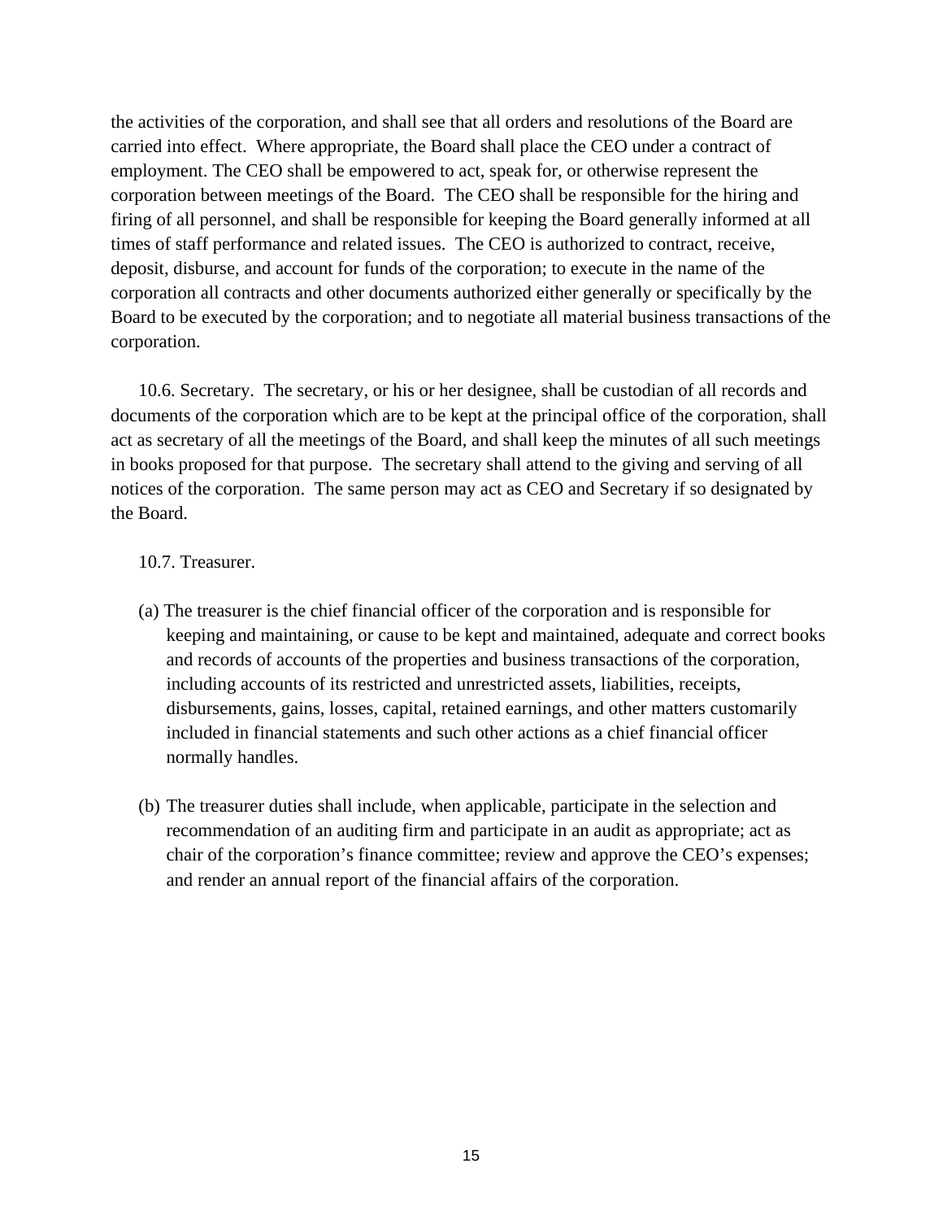the activities of the corporation, and shall see that all orders and resolutions of the Board are carried into effect. Where appropriate, the Board shall place the CEO under a contract of employment. The CEO shall be empowered to act, speak for, or otherwise represent the corporation between meetings of the Board. The CEO shall be responsible for the hiring and firing of all personnel, and shall be responsible for keeping the Board generally informed at all times of staff performance and related issues. The CEO is authorized to contract, receive, deposit, disburse, and account for funds of the corporation; to execute in the name of the corporation all contracts and other documents authorized either generally or specifically by the Board to be executed by the corporation; and to negotiate all material business transactions of the corporation.

10.6. Secretary. The secretary, or his or her designee, shall be custodian of all records and documents of the corporation which are to be kept at the principal office of the corporation, shall act as secretary of all the meetings of the Board, and shall keep the minutes of all such meetings in books proposed for that purpose. The secretary shall attend to the giving and serving of all notices of the corporation. The same person may act as CEO and Secretary if so designated by the Board.

10.7. Treasurer.

(a) The treasurer is the chief financial officer of the corporation and is responsible for keeping and maintaining, or cause to be kept and maintained, adequate and correct books and records of accounts of the properties and business transactions of the corporation, including accounts of its restricted and unrestricted assets, liabilities, receipts, disbursements, gains, losses, capital, retained earnings, and other matters customarily included in financial statements and such other actions as a chief financial officer normally handles.

(b) The treasurer duties shall include, when applicable, participate in the selection and recommendation of an auditing firm and participate in an audit as appropriate; act as chair of the corporation's finance committee; review and approve the CEO's expenses; and render an annual report of the financial affairs of the corporation.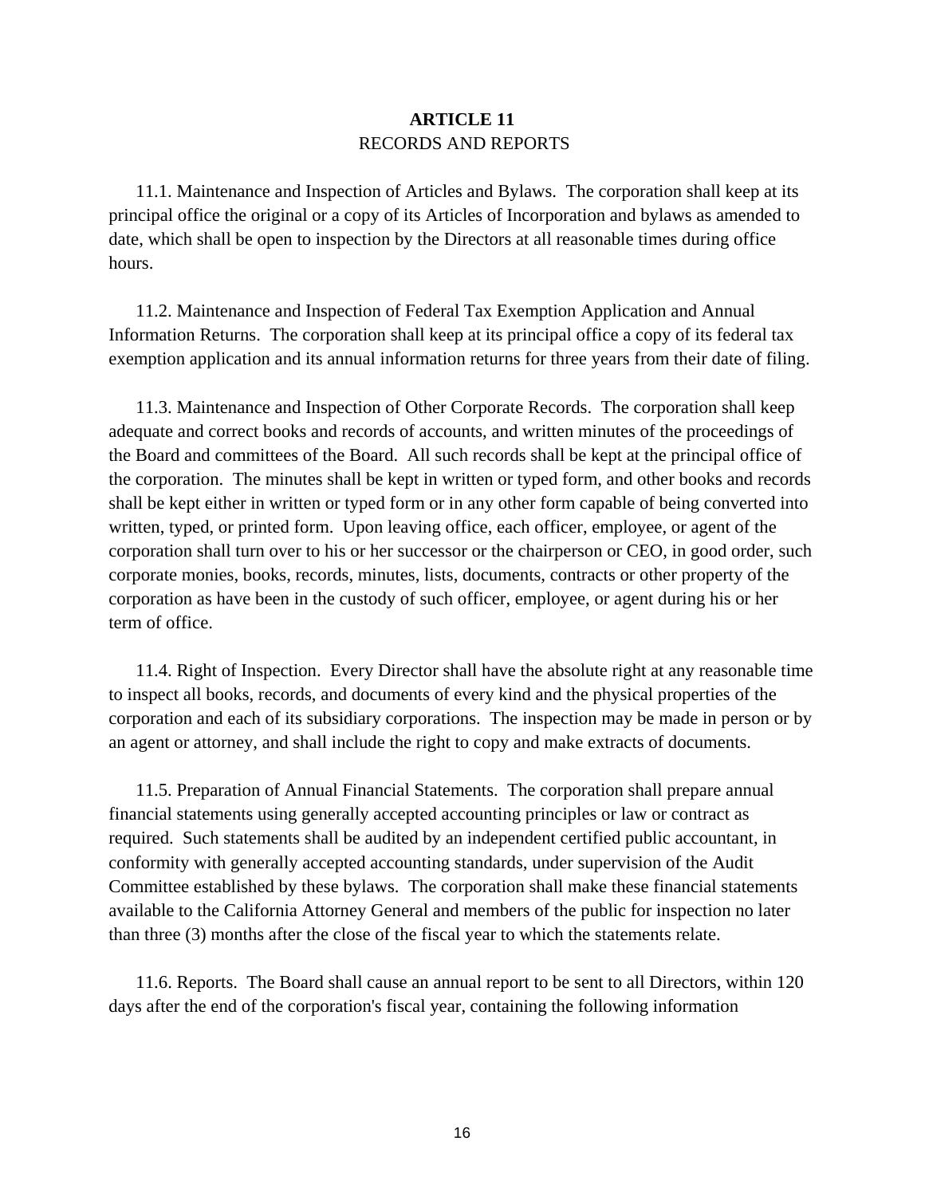## ARTICLE 11
RECORDS AND REPORTS

11.1. Maintenance and Inspection of Articles and Bylaws. The corporation shall keep at its principal office the original or a copy of its Articles of Incorporation and bylaws as amended to date, which shall be open to inspection by the Directors at all reasonable times during office hours.

11.2. Maintenance and Inspection of Federal Tax Exemption Application and Annual Information Returns. The corporation shall keep at its principal office a copy of its federal tax exemption application and its annual information returns for three years from their date of filing.

11.3. Maintenance and Inspection of Other Corporate Records. The corporation shall keep adequate and correct books and records of accounts, and written minutes of the proceedings of the Board and committees of the Board. All such records shall be kept at the principal office of the corporation. The minutes shall be kept in written or typed form, and other books and records shall be kept either in written or typed form or in any other form capable of being converted into written, typed, or printed form. Upon leaving office, each officer, employee, or agent of the corporation shall turn over to his or her successor or the chairperson or CEO, in good order, such corporate monies, books, records, minutes, lists, documents, contracts or other property of the corporation as have been in the custody of such officer, employee, or agent during his or her term of office.

11.4. Right of Inspection. Every Director shall have the absolute right at any reasonable time to inspect all books, records, and documents of every kind and the physical properties of the corporation and each of its subsidiary corporations. The inspection may be made in person or by an agent or attorney, and shall include the right to copy and make extracts of documents.

11.5. Preparation of Annual Financial Statements. The corporation shall prepare annual financial statements using generally accepted accounting principles or law or contract as required. Such statements shall be audited by an independent certified public accountant, in conformity with generally accepted accounting standards, under supervision of the Audit Committee established by these bylaws. The corporation shall make these financial statements available to the California Attorney General and members of the public for inspection no later than three (3) months after the close of the fiscal year to which the statements relate.

11.6. Reports. The Board shall cause an annual report to be sent to all Directors, within 120 days after the end of the corporation's fiscal year, containing the following information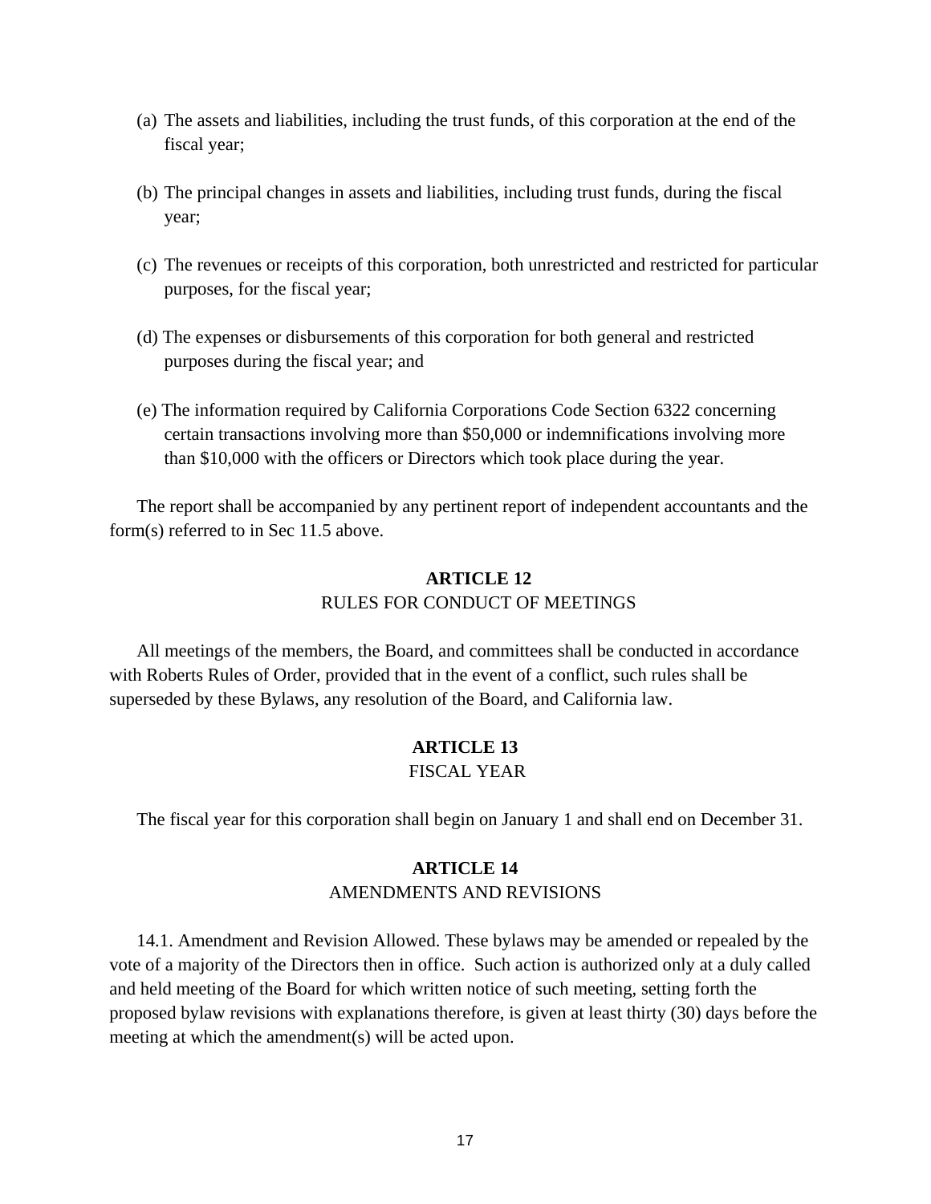(a) The assets and liabilities, including the trust funds, of this corporation at the end of the fiscal year;

(b) The principal changes in assets and liabilities, including trust funds, during the fiscal year;

(c) The revenues or receipts of this corporation, both unrestricted and restricted for particular purposes, for the fiscal year;

(d) The expenses or disbursements of this corporation for both general and restricted purposes during the fiscal year; and

(e) The information required by California Corporations Code Section 6322 concerning certain transactions involving more than $50,000 or indemnifications involving more than $10,000 with the officers or Directors which took place during the year.

The report shall be accompanied by any pertinent report of independent accountants and the form(s) referred to in Sec 11.5 above.

## ARTICLE 12
RULES FOR CONDUCT OF MEETINGS

All meetings of the members, the Board, and committees shall be conducted in accordance with Roberts Rules of Order, provided that in the event of a conflict, such rules shall be superseded by these Bylaws, any resolution of the Board, and California law.

## ARTICLE 13
FISCAL YEAR

The fiscal year for this corporation shall begin on January 1 and shall end on December 31.

## ARTICLE 14
AMENDMENTS AND REVISIONS

14.1. Amendment and Revision Allowed. These bylaws may be amended or repealed by the vote of a majority of the Directors then in office. Such action is authorized only at a duly called and held meeting of the Board for which written notice of such meeting, setting forth the proposed bylaw revisions with explanations therefore, is given at least thirty (30) days before the meeting at which the amendment(s) will be acted upon.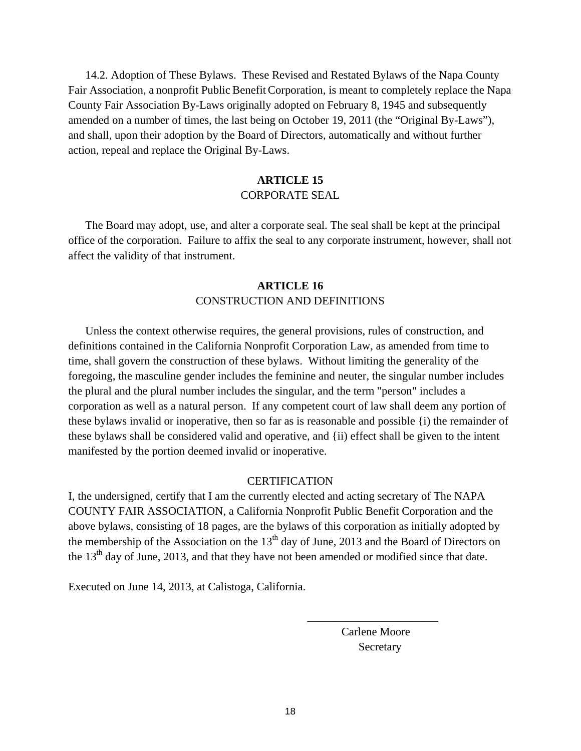14.2. Adoption of These Bylaws. These Revised and Restated Bylaws of the Napa County Fair Association, a nonprofit Public Benefit Corporation, is meant to completely replace the Napa County Fair Association By-Laws originally adopted on February 8, 1945 and subsequently amended on a number of times, the last being on October 19, 2011 (the "Original By-Laws"), and shall, upon their adoption by the Board of Directors, automatically and without further action, repeal and replace the Original By-Laws.

## ARTICLE 15
CORPORATE SEAL

The Board may adopt, use, and alter a corporate seal. The seal shall be kept at the principal office of the corporation. Failure to affix the seal to any corporate instrument, however, shall not affect the validity of that instrument.

## ARTICLE 16
CONSTRUCTION AND DEFINITIONS

Unless the context otherwise requires, the general provisions, rules of construction, and definitions contained in the California Nonprofit Corporation Law, as amended from time to time, shall govern the construction of these bylaws. Without limiting the generality of the foregoing, the masculine gender includes the feminine and neuter, the singular number includes the plural and the plural number includes the singular, and the term "person" includes a corporation as well as a natural person. If any competent court of law shall deem any portion of these bylaws invalid or inoperative, then so far as is reasonable and possible {i) the remainder of these bylaws shall be considered valid and operative, and {ii) effect shall be given to the intent manifested by the portion deemed invalid or inoperative.

CERTIFICATION

I, the undersigned, certify that I am the currently elected and acting secretary of The NAPA COUNTY FAIR ASSOCIATION, a California Nonprofit Public Benefit Corporation and the above bylaws, consisting of 18 pages, are the bylaws of this corporation as initially adopted by the membership of the Association on the 13th day of June, 2013 and the Board of Directors on the 13th day of June, 2013, and that they have not been amended or modified since that date.

Executed on June 14, 2013, at Calistoga, California.

\_\_\_\_\_\_\_\_\_\_\_\_\_\_\_\_\_\_\_\_\_\_\_\_

Carlene Moore
Secretary